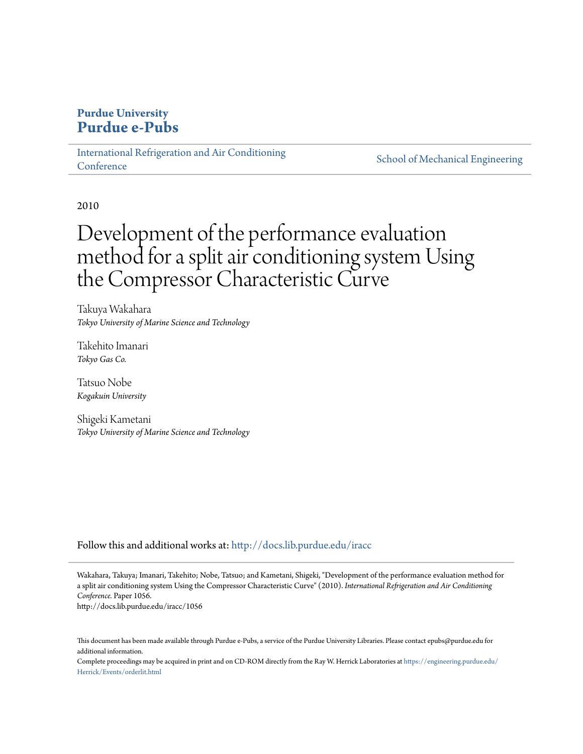**Purdue University**
**Purdue e-Pubs**

International Refrigeration and Air Conditioning Conference | School of Mechanical Engineering

2010

# Development of the performance evaluation method for a split air conditioning system Using the Compressor Characteristic Curve

Takuya Wakahara
*Tokyo University of Marine Science and Technology*

Takehito Imanari
*Tokyo Gas Co.*

Tatsuo Nobe
*Kogakuin University*

Shigeki Kametani
*Tokyo University of Marine Science and Technology*

Follow this and additional works at: http://docs.lib.purdue.edu/iracc

Wakahara, Takuya; Imanari, Takehito; Nobe, Tatsuo; and Kametani, Shigeki, "Development of the performance evaluation method for a split air conditioning system Using the Compressor Characteristic Curve" (2010). *International Refrigeration and Air Conditioning Conference.* Paper 1056.
http://docs.lib.purdue.edu/iracc/1056

This document has been made available through Purdue e-Pubs, a service of the Purdue University Libraries. Please contact epubs@purdue.edu for additional information.
Complete proceedings may be acquired in print and on CD-ROM directly from the Ray W. Herrick Laboratories at https://engineering.purdue.edu/Herrick/Events/orderlit.html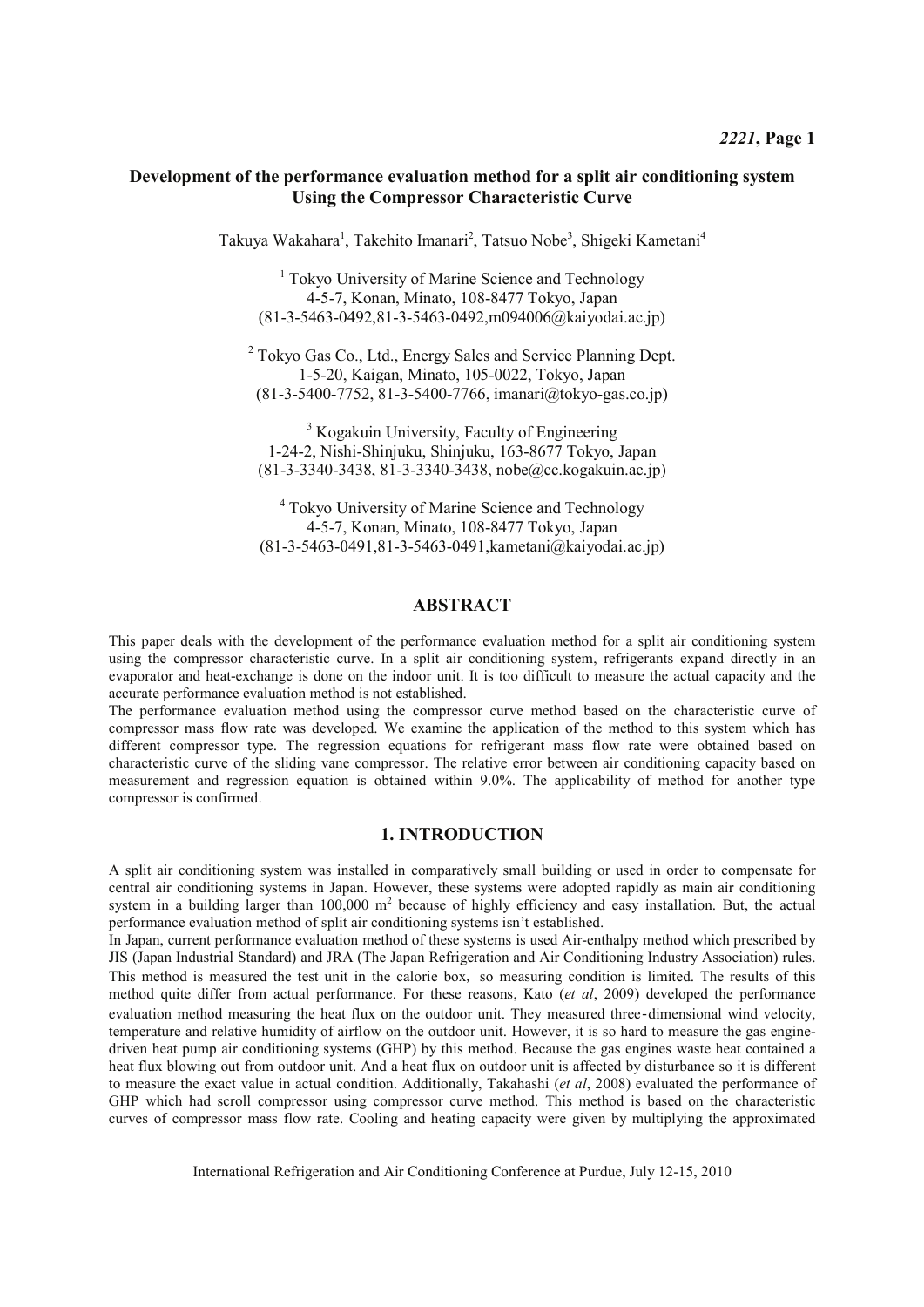# Development of the performance evaluation method for a split air conditioning system Using the Compressor Characteristic Curve

Takuya Wakahara[1], Takehito Imanari[2], Tatsuo Nobe[3], Shigeki Kametani[4]

[1] Tokyo University of Marine Science and Technology
4-5-7, Konan, Minato, 108-8477 Tokyo, Japan
(81-3-5463-0492,81-3-5463-0492,m094006@kaiyodai.ac.jp)

[2] Tokyo Gas Co., Ltd., Energy Sales and Service Planning Dept.
1-5-20, Kaigan, Minato, 105-0022, Tokyo, Japan
(81-3-5400-7752, 81-3-5400-7766, imanari@tokyo-gas.co.jp)

[3] Kogakuin University, Faculty of Engineering
1-24-2, Nishi-Shinjuku, Shinjuku, 163-8677 Tokyo, Japan
(81-3-3340-3438, 81-3-3340-3438, nobe@cc.kogakuin.ac.jp)

[4] Tokyo University of Marine Science and Technology
4-5-7, Konan, Minato, 108-8477 Tokyo, Japan
(81-3-5463-0491,81-3-5463-0491,kametani@kaiyodai.ac.jp)

## ABSTRACT

This paper deals with the development of the performance evaluation method for a split air conditioning system using the compressor characteristic curve. In a split air conditioning system, refrigerants expand directly in an evaporator and heat-exchange is done on the indoor unit. It is too difficult to measure the actual capacity and the accurate performance evaluation method is not established.

The performance evaluation method using the compressor curve method based on the characteristic curve of compressor mass flow rate was developed. We examine the application of the method to this system which has different compressor type. The regression equations for refrigerant mass flow rate were obtained based on characteristic curve of the sliding vane compressor. The relative error between air conditioning capacity based on measurement and regression equation is obtained within 9.0%. The applicability of method for another type compressor is confirmed.

## 1. INTRODUCTION

A split air conditioning system was installed in comparatively small building or used in order to compensate for central air conditioning systems in Japan. However, these systems were adopted rapidly as main air conditioning system in a building larger than 100,000 m$^2$ because of highly efficiency and easy installation. But, the actual performance evaluation method of split air conditioning systems isn't established.

In Japan, current performance evaluation method of these systems is used Air-enthalpy method which prescribed by JIS (Japan Industrial Standard) and JRA (The Japan Refrigeration and Air Conditioning Industry Association) rules. This method is measured the test unit in the calorie box, so measuring condition is limited. The results of this method quite differ from actual performance. For these reasons, Kato (*et al*, 2009) developed the performance evaluation method measuring the heat flux on the outdoor unit. They measured three-dimensional wind velocity, temperature and relative humidity of airflow on the outdoor unit. However, it is so hard to measure the gas engine-driven heat pump air conditioning systems (GHP) by this method. Because the gas engines waste heat contained a heat flux blowing out from outdoor unit. And a heat flux on outdoor unit is affected by disturbance so it is different to measure the exact value in actual condition. Additionally, Takahashi (*et al*, 2008) evaluated the performance of GHP which had scroll compressor using compressor curve method. This method is based on the characteristic curves of compressor mass flow rate. Cooling and heating capacity were given by multiplying the approximated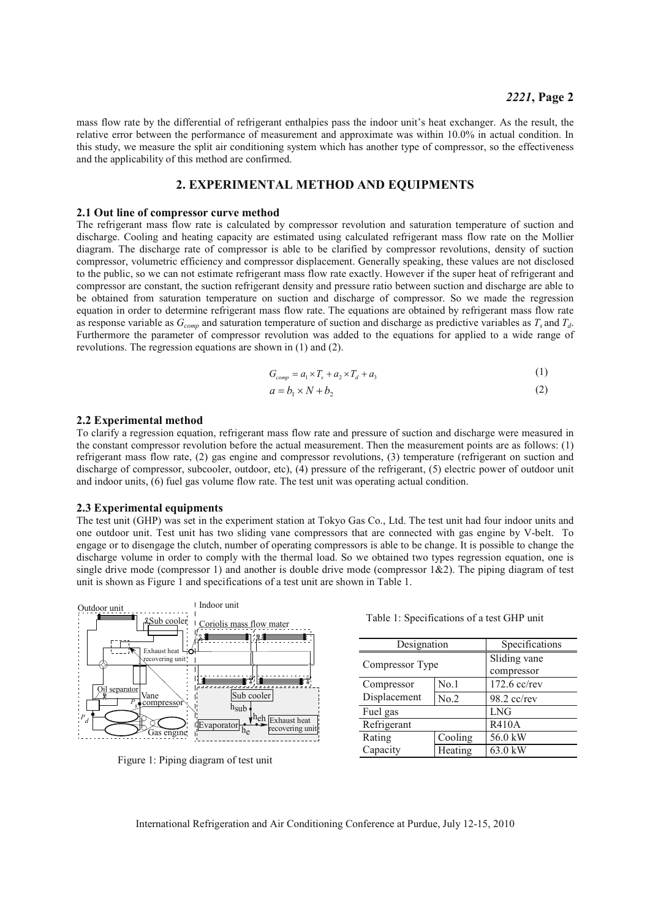mass flow rate by the differential of refrigerant enthalpies pass the indoor unit's heat exchanger. As the result, the relative error between the performance of measurement and approximate was within 10.0% in actual condition. In this study, we measure the split air conditioning system which has another type of compressor, so the effectiveness and the applicability of this method are confirmed.

## 2. EXPERIMENTAL METHOD AND EQUIPMENTS

### 2.1 Out line of compressor curve method

The refrigerant mass flow rate is calculated by compressor revolution and saturation temperature of suction and discharge. Cooling and heating capacity are estimated using calculated refrigerant mass flow rate on the Mollier diagram. The discharge rate of compressor is able to be clarified by compressor revolutions, density of suction compressor, volumetric efficiency and compressor displacement. Generally speaking, these values are not disclosed to the public, so we can not estimate refrigerant mass flow rate exactly. However if the super heat of refrigerant and compressor are constant, the suction refrigerant density and pressure ratio between suction and discharge are able to be obtained from saturation temperature on suction and discharge of compressor. So we made the regression equation in order to determine refrigerant mass flow rate. The equations are obtained by refrigerant mass flow rate as response variable as $G_{comp}$ and saturation temperature of suction and discharge as predictive variables as $T_s$ and $T_d$. Furthermore the parameter of compressor revolution was added to the equations for applied to a wide range of revolutions. The regression equations are shown in (1) and (2).

$$G_{comp} = a_1 \times T_s + a_2 \times T_d + a_3 \tag{1}$$

$$a = b_1 \times N + b_2 \tag{2}$$

### 2.2 Experimental method

To clarify a regression equation, refrigerant mass flow rate and pressure of suction and discharge were measured in the constant compressor revolution before the actual measurement. Then the measurement points are as follows: (1) refrigerant mass flow rate, (2) gas engine and compressor revolutions, (3) temperature (refrigerant on suction and discharge of compressor, subcooler, outdoor, etc), (4) pressure of the refrigerant, (5) electric power of outdoor unit and indoor units, (6) fuel gas volume flow rate. The test unit was operating actual condition.

### 2.3 Experimental equipments

The test unit (GHP) was set in the experiment station at Tokyo Gas Co., Ltd. The test unit had four indoor units and one outdoor unit. Test unit has two sliding vane compressors that are connected with gas engine by V-belt. To engage or to disengage the clutch, number of operating compressors is able to be change. It is possible to change the discharge volume in order to comply with the thermal load. So we obtained two types regression equation, one is single drive mode (compressor 1) and another is double drive mode (compressor 1&2). The piping diagram of test unit is shown as Figure 1 and specifications of a test unit are shown in Table 1.

Figure 1: Piping diagram of test unit

Table 1: Specifications of a test GHP unit

| Designation | | Specifications |
|---|---|---|
| Compressor Type | | Sliding vane compressor |
| Compressor Displacement | No.1 | 172.6 cc/rev |
| | No.2 | 98.2 cc/rev |
| Fuel gas | | LNG |
| Refrigerant | | R410A |
| Rating Capacity | Cooling | 56.0 kW |
| | Heating | 63.0 kW |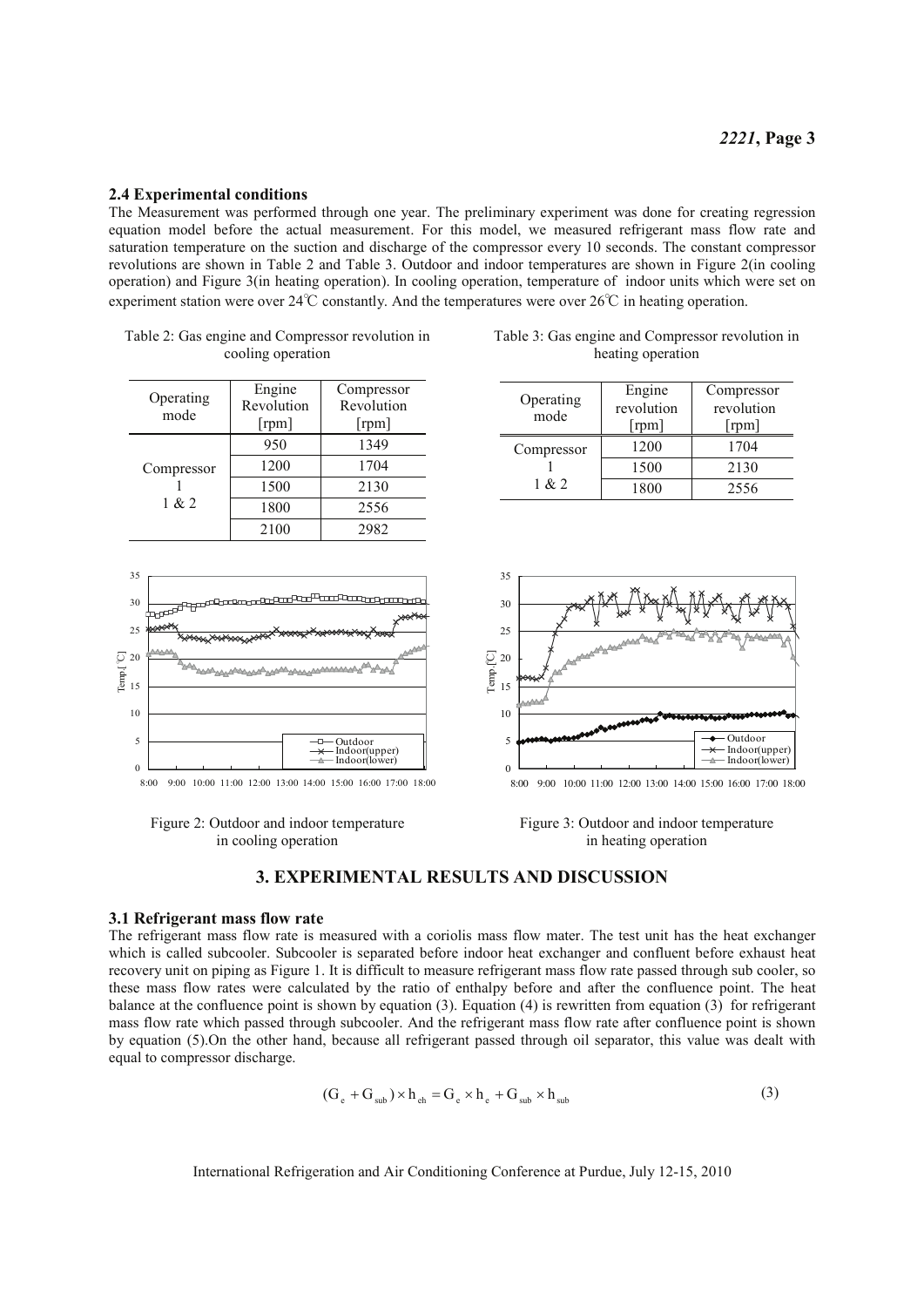### 2.4 Experimental conditions

The Measurement was performed through one year. The preliminary experiment was done for creating regression equation model before the actual measurement. For this model, we measured refrigerant mass flow rate and saturation temperature on the suction and discharge of the compressor every 10 seconds. The constant compressor revolutions are shown in Table 2 and Table 3. Outdoor and indoor temperatures are shown in Figure 2(in cooling operation) and Figure 3(in heating operation). In cooling operation, temperature of indoor units which were set on experiment station were over 24℃ constantly. And the temperatures were over 26℃ in heating operation.

Table 2: Gas engine and Compressor revolution in cooling operation

| Operating mode | Engine Revolution [rpm] | Compressor Revolution [rpm] |
|---|---|---|
| Compressor 1 & 2 | 950 | 1349 |
| | 1200 | 1704 |
| | 1500 | 2130 |
| | 1800 | 2556 |
| | 2100 | 2982 |

Table 3: Gas engine and Compressor revolution in heating operation

| Operating mode | Engine revolution [rpm] | Compressor revolution [rpm] |
|---|---|---|
| Compressor 1 & 2 | 1200 | 1704 |
| | 1500 | 2130 |
| | 1800 | 2556 |

Figure 2: Outdoor and indoor temperature in cooling operation

Figure 3: Outdoor and indoor temperature in heating operation

## 3. EXPERIMENTAL RESULTS AND DISCUSSION

### 3.1 Refrigerant mass flow rate

The refrigerant mass flow rate is measured with a coriolis mass flow mater. The test unit has the heat exchanger which is called subcooler. Subcooler is separated before indoor heat exchanger and confluent before exhaust heat recovery unit on piping as Figure 1. It is difficult to measure refrigerant mass flow rate passed through sub cooler, so these mass flow rates were calculated by the ratio of enthalpy before and after the confluence point. The heat balance at the confluence point is shown by equation (3). Equation (4) is rewritten from equation (3) for refrigerant mass flow rate which passed through subcooler. And the refrigerant mass flow rate after confluence point is shown by equation (5).On the other hand, because all refrigerant passed through oil separator, this value was dealt with equal to compressor discharge.

$$(G_e + G_{sub}) \times h_{eh} = G_e \times h_e + G_{sub} \times h_{sub} \tag{3}$$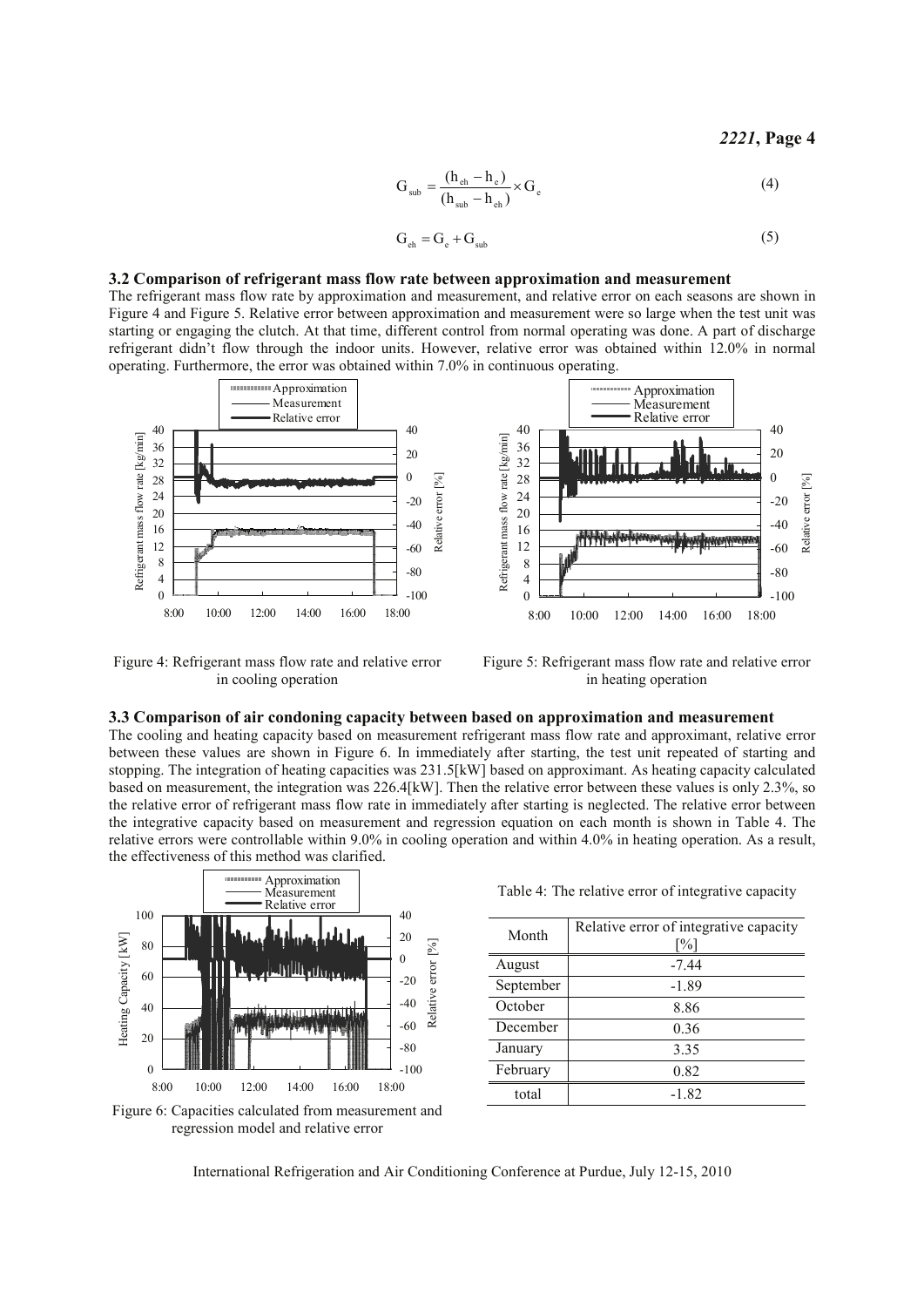$$G_{sub} = \frac{(h_{eh} - h_e)}{(h_{sub} - h_{eh})} \times G_e \tag{4}$$

$$G_{eh} = G_e + G_{sub} \tag{5}$$

### 3.2 Comparison of refrigerant mass flow rate between approximation and measurement

The refrigerant mass flow rate by approximation and measurement, and relative error on each seasons are shown in Figure 4 and Figure 5. Relative error between approximation and measurement were so large when the test unit was starting or engaging the clutch. At that time, different control from normal operating was done. A part of discharge refrigerant didn't flow through the indoor units. However, relative error was obtained within 12.0% in normal operating. Furthermore, the error was obtained within 7.0% in continuous operating.

Figure 4: Refrigerant mass flow rate and relative error in cooling operation

Figure 5: Refrigerant mass flow rate and relative error in heating operation

### 3.3 Comparison of air condoning capacity between based on approximation and measurement

The cooling and heating capacity based on measurement refrigerant mass flow rate and approximant, relative error between these values are shown in Figure 6. In immediately after starting, the test unit repeated of starting and stopping. The integration of heating capacities was 231.5[kW] based on approximant. As heating capacity calculated based on measurement, the integration was 226.4[kW]. Then the relative error between these values is only 2.3%, so the relative error of refrigerant mass flow rate in immediately after starting is neglected. The relative error between the integrative capacity based on measurement and regression equation on each month is shown in Table 4. The relative errors were controllable within 9.0% in cooling operation and within 4.0% in heating operation. As a result, the effectiveness of this method was clarified.

Figure 6: Capacities calculated from measurement and regression model and relative error

Table 4: The relative error of integrative capacity

| Month | Relative error of integrative capacity [%] |
|---|---|
| August | -7.44 |
| September | -1.89 |
| October | 8.86 |
| December | 0.36 |
| January | 3.35 |
| February | 0.82 |
| total | -1.82 |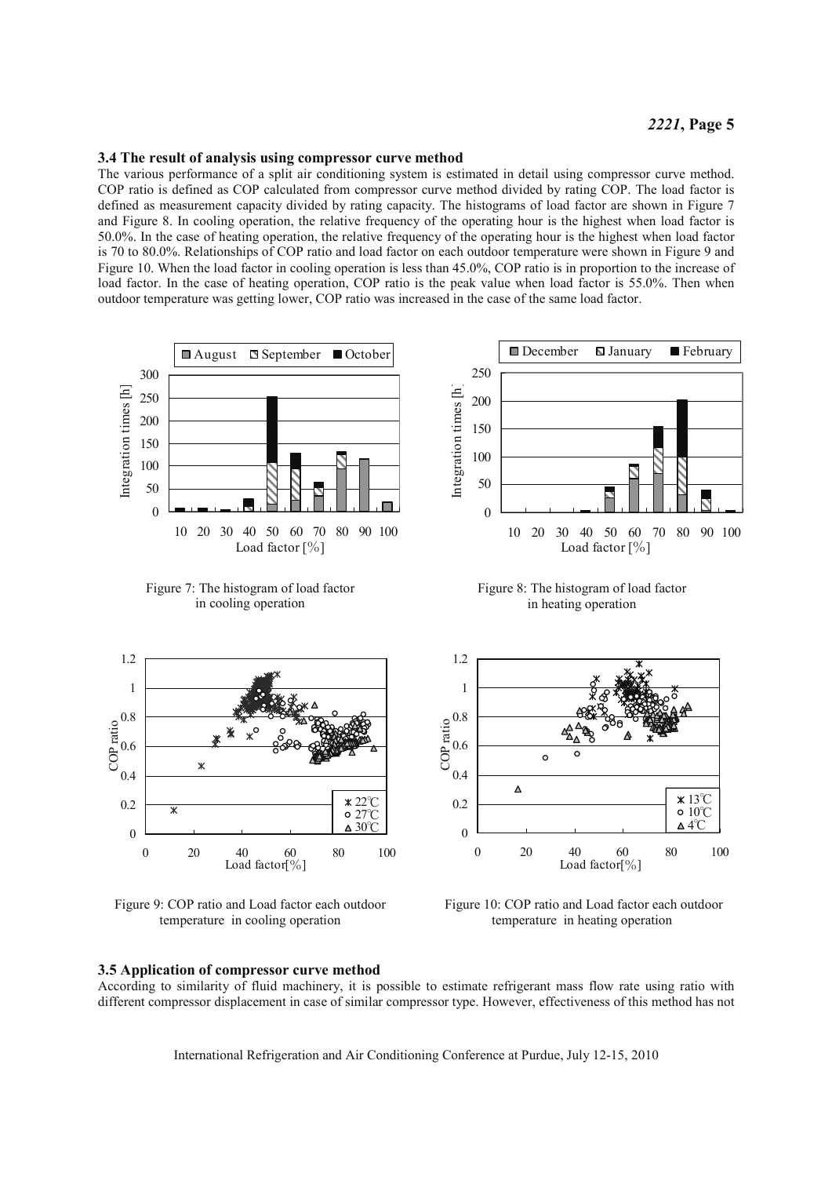### 3.4 The result of analysis using compressor curve method

The various performance of a split air conditioning system is estimated in detail using compressor curve method. COP ratio is defined as COP calculated from compressor curve method divided by rating COP. The load factor is defined as measurement capacity divided by rating capacity. The histograms of load factor are shown in Figure 7 and Figure 8. In cooling operation, the relative frequency of the operating hour is the highest when load factor is 50.0%. In the case of heating operation, the relative frequency of the operating hour is the highest when load factor is 70 to 80.0%. Relationships of COP ratio and load factor on each outdoor temperature were shown in Figure 9 and Figure 10. When the load factor in cooling operation is less than 45.0%, COP ratio is in proportion to the increase of load factor. In the case of heating operation, COP ratio is the peak value when load factor is 55.0%. Then when outdoor temperature was getting lower, COP ratio was increased in the case of the same load factor.

Figure 7: The histogram of load factor in cooling operation

Figure 8: The histogram of load factor in heating operation

Figure 9: COP ratio and Load factor each outdoor temperature in cooling operation

Figure 10: COP ratio and Load factor each outdoor temperature in heating operation

### 3.5 Application of compressor curve method

According to similarity of fluid machinery, it is possible to estimate refrigerant mass flow rate using ratio with different compressor displacement in case of similar compressor type. However, effectiveness of this method has not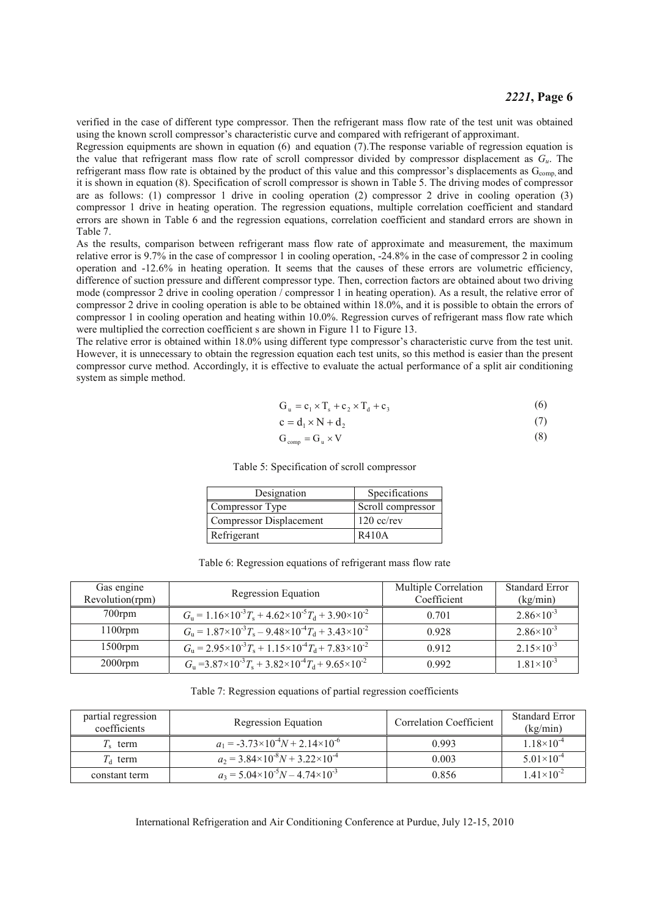verified in the case of different type compressor. Then the refrigerant mass flow rate of the test unit was obtained using the known scroll compressor's characteristic curve and compared with refrigerant of approximant.

Regression equipments are shown in equation (6) and equation (7).The response variable of regression equation is the value that refrigerant mass flow rate of scroll compressor divided by compressor displacement as $G_u$. The refrigerant mass flow rate is obtained by the product of this value and this compressor's displacements as $G_{comp,}$ and it is shown in equation (8). Specification of scroll compressor is shown in Table 5. The driving modes of compressor are as follows: (1) compressor 1 drive in cooling operation (2) compressor 2 drive in cooling operation (3) compressor 1 drive in heating operation. The regression equations, multiple correlation coefficient and standard errors are shown in Table 6 and the regression equations, correlation coefficient and standard errors are shown in Table 7.

As the results, comparison between refrigerant mass flow rate of approximate and measurement, the maximum relative error is 9.7% in the case of compressor 1 in cooling operation, -24.8% in the case of compressor 2 in cooling operation and -12.6% in heating operation. It seems that the causes of these errors are volumetric efficiency, difference of suction pressure and different compressor type. Then, correction factors are obtained about two driving mode (compressor 2 drive in cooling operation / compressor 1 in heating operation). As a result, the relative error of compressor 2 drive in cooling operation is able to be obtained within 18.0%, and it is possible to obtain the errors of compressor 1 in cooling operation and heating within 10.0%. Regression curves of refrigerant mass flow rate which were multiplied the correction coefficient s are shown in Figure 11 to Figure 13.

The relative error is obtained within 18.0% using different type compressor's characteristic curve from the test unit. However, it is unnecessary to obtain the regression equation each test units, so this method is easier than the present compressor curve method. Accordingly, it is effective to evaluate the actual performance of a split air conditioning system as simple method.

$$G_u = c_1 \times T_s + c_2 \times T_d + c_3 \tag{6}$$

$$c = d_1 \times N + d_2 \tag{7}$$

$$G_{comp} = G_u \times V \tag{8}$$

Table 5: Specification of scroll compressor

| Designation | Specifications |
|---|---|
| Compressor Type | Scroll compressor |
| Compressor Displacement | 120 cc/rev |
| Refrigerant | R410A |

Table 6: Regression equations of refrigerant mass flow rate

| Gas engine Revolution(rpm) | Regression Equation | Multiple Correlation Coefficient | Standard Error (kg/min) |
|---|---|---|---|
| 700rpm | $G_u = 1.16\times10^{-3}T_s + 4.62\times10^{-5}T_d + 3.90\times10^{-2}$ | 0.701 | $2.86\times10^{-3}$ |
| 1100rpm | $G_u = 1.87\times10^{-3}T_s - 9.48\times10^{-4}T_d + 3.43\times10^{-2}$ | 0.928 | $2.86\times10^{-3}$ |
| 1500rpm | $G_u = 2.95\times10^{-3}T_s + 1.15\times10^{-4}T_d + 7.83\times10^{-2}$ | 0.912 | $2.15\times10^{-3}$ |
| 2000rpm | $G_u = 3.87\times10^{-3}T_s + 3.82\times10^{-4}T_d + 9.65\times10^{-2}$ | 0.992 | $1.81\times10^{-3}$ |

Table 7: Regression equations of partial regression coefficients

| partial regression coefficients | Regression Equation | Correlation Coefficient | Standard Error (kg/min) |
|---|---|---|---|
| $T_s$ term | $a_1 = -3.73\times10^{-4}N + 2.14\times10^{-6}$ | 0.993 | $1.18\times10^{-4}$ |
| $T_d$ term | $a_2 = 3.84\times10^{-8}N + 3.22\times10^{-4}$ | 0.003 | $5.01\times10^{-4}$ |
| constant term | $a_3 = 5.04\times10^{-5}N - 4.74\times10^{-3}$ | 0.856 | $1.41\times10^{-2}$ |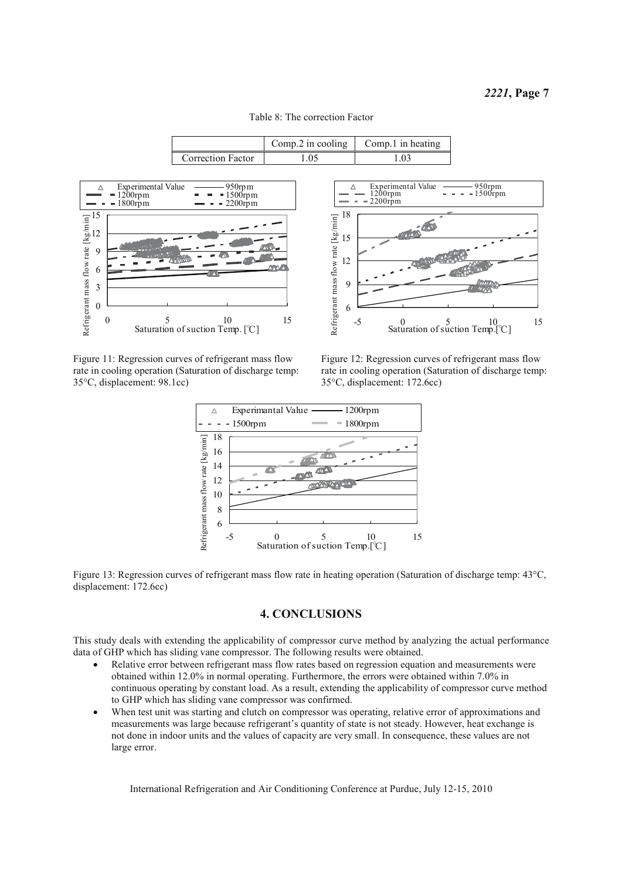Table 8: The correction Factor

| | Comp.2 in cooling | Comp.1 in heating |
|---|---|---|
| Correction Factor | 1.05 | 1.03 |

Figure 11: Regression curves of refrigerant mass flow rate in cooling operation (Saturation of discharge temp: 35°C, displacement: 98.1cc)

Figure 12: Regression curves of refrigerant mass flow rate in cooling operation (Saturation of discharge temp: 35°C, displacement: 172.6cc)

Figure 13: Regression curves of refrigerant mass flow rate in heating operation (Saturation of discharge temp: 43°C, displacement: 172.6cc)

## 4. CONCLUSIONS

This study deals with extending the applicability of compressor curve method by analyzing the actual performance data of GHP which has sliding vane compressor. The following results were obtained.

- Relative error between refrigerant mass flow rates based on regression equation and measurements were obtained within 12.0% in normal operating. Furthermore, the errors were obtained within 7.0% in continuous operating by constant load. As a result, extending the applicability of compressor curve method to GHP which has sliding vane compressor was confirmed.
- When test unit was starting and clutch on compressor was operating, relative error of approximations and measurements was large because refrigerant's quantity of state is not steady. However, heat exchange is not done in indoor units and the values of capacity are very small. In consequence, these values are not large error.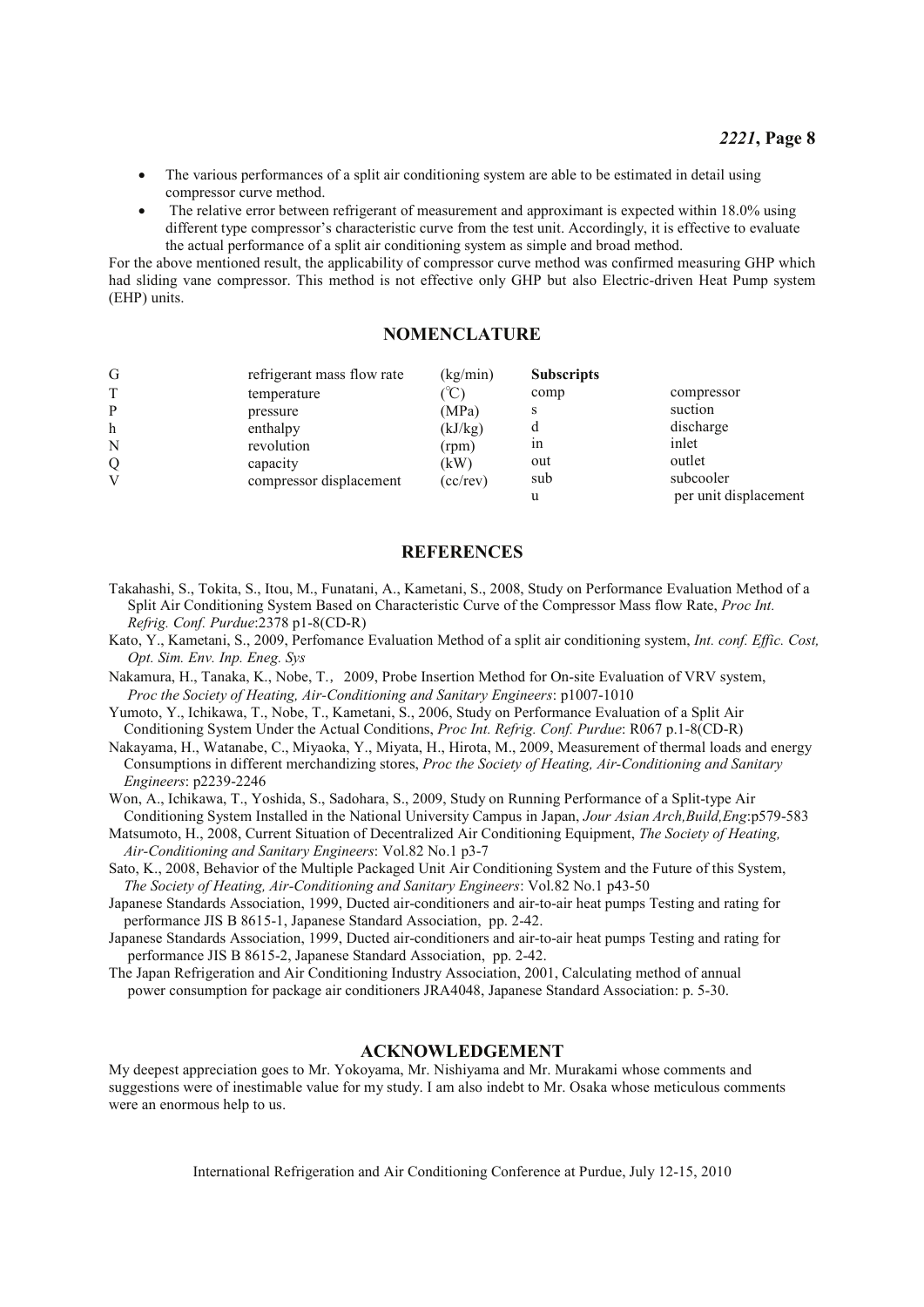- The various performances of a split air conditioning system are able to be estimated in detail using compressor curve method.
- The relative error between refrigerant of measurement and approximant is expected within 18.0% using different type compressor's characteristic curve from the test unit. Accordingly, it is effective to evaluate the actual performance of a split air conditioning system as simple and broad method.

For the above mentioned result, the applicability of compressor curve method was confirmed measuring GHP which had sliding vane compressor. This method is not effective only GHP but also Electric-driven Heat Pump system (EHP) units.

## NOMENCLATURE

| | | | **Subscripts** | |
|---|---|---|---|---|
| G | refrigerant mass flow rate | (kg/min) | | |
| T | temperature | (℃) | comp | compressor |
| P | pressure | (MPa) | s | suction |
| h | enthalpy | (kJ/kg) | d | discharge |
| N | revolution | (rpm) | in | inlet |
| Q | capacity | (kW) | out | outlet |
| V | compressor displacement | (cc/rev) | sub | subcooler |
| | | | u | per unit displacement |

## REFERENCES

Takahashi, S., Tokita, S., Itou, M., Funatani, A., Kametani, S., 2008, Study on Performance Evaluation Method of a Split Air Conditioning System Based on Characteristic Curve of the Compressor Mass flow Rate, *Proc Int. Refrig. Conf. Purdue*:2378 p1-8(CD-R)

Kato, Y., Kametani, S., 2009, Perfomance Evaluation Method of a split air conditioning system, *Int. conf. Effic. Cost, Opt. Sim. Env. Inp. Eneg. Sys*

Nakamura, H., Tanaka, K., Nobe, T., 2009, Probe Insertion Method for On-site Evaluation of VRV system, *Proc the Society of Heating, Air-Conditioning and Sanitary Engineers*: p1007-1010

Yumoto, Y., Ichikawa, T., Nobe, T., Kametani, S., 2006, Study on Performance Evaluation of a Split Air Conditioning System Under the Actual Conditions, *Proc Int. Refrig. Conf. Purdue*: R067 p.1-8(CD-R)

Nakayama, H., Watanabe, C., Miyaoka, Y., Miyata, H., Hirota, M., 2009, Measurement of thermal loads and energy Consumptions in different merchandizing stores, *Proc the Society of Heating, Air-Conditioning and Sanitary Engineers*: p2239-2246

Won, A., Ichikawa, T., Yoshida, S., Sadohara, S., 2009, Study on Running Performance of a Split-type Air Conditioning System Installed in the National University Campus in Japan, *Jour Asian Arch,Build,Eng*:p579-583

Matsumoto, H., 2008, Current Situation of Decentralized Air Conditioning Equipment, *The Society of Heating, Air-Conditioning and Sanitary Engineers*: Vol.82 No.1 p3-7

Sato, K., 2008, Behavior of the Multiple Packaged Unit Air Conditioning System and the Future of this System, *The Society of Heating, Air-Conditioning and Sanitary Engineers*: Vol.82 No.1 p43-50

Japanese Standards Association, 1999, Ducted air-conditioners and air-to-air heat pumps Testing and rating for performance JIS B 8615-1, Japanese Standard Association, pp. 2-42.

Japanese Standards Association, 1999, Ducted air-conditioners and air-to-air heat pumps Testing and rating for performance JIS B 8615-2, Japanese Standard Association, pp. 2-42.

The Japan Refrigeration and Air Conditioning Industry Association, 2001, Calculating method of annual power consumption for package air conditioners JRA4048, Japanese Standard Association: p. 5-30.

## ACKNOWLEDGEMENT

My deepest appreciation goes to Mr. Yokoyama, Mr. Nishiyama and Mr. Murakami whose comments and suggestions were of inestimable value for my study. I am also indebt to Mr. Osaka whose meticulous comments were an enormous help to us.